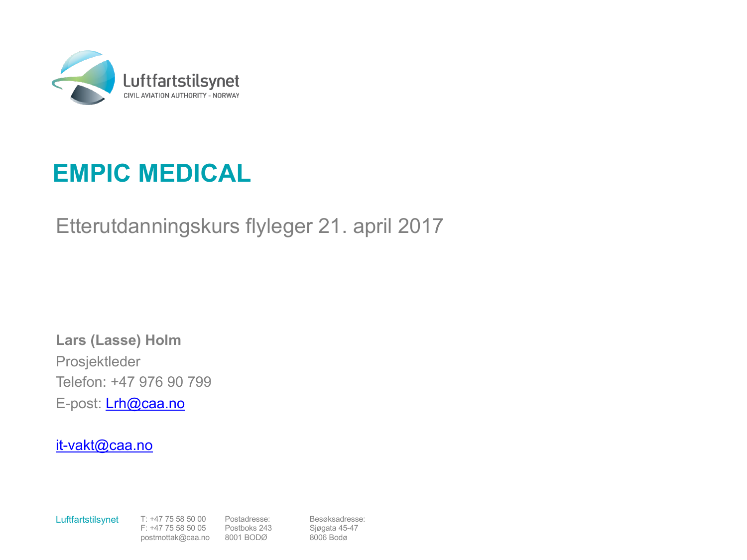Luftfartstilsynet
CIVIL AVIATION AUTHORITY - NORWAY

# EMPIC MEDICAL

Etterutdanningskurs flyleger 21. april 2017

**Lars (Lasse) Holm**
Prosjektleder
Telefon: +47 976 90 799
E-post: Lrh@caa.no

it-vakt@caa.no

Luftfartstilsynet

T: +47 75 58 50 00
F: +47 75 58 50 05
postmottak@caa.no

Postadresse:
Postboks 243
8001 BODØ

Besøksadresse:
Sjøgata 45-47
8006 Bodø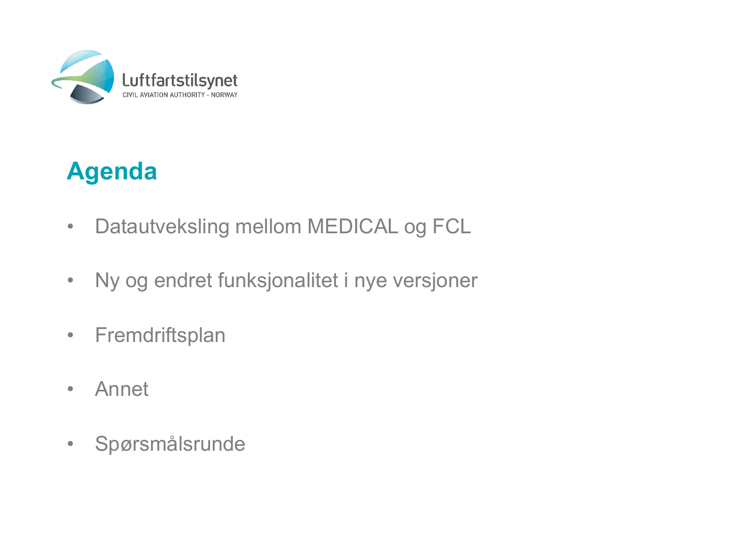# Agenda

- Datautveksling mellom MEDICAL og FCL
- Ny og endret funksjonalitet i nye versjoner
- Fremdriftsplan
- Annet
- Spørsmålsrunde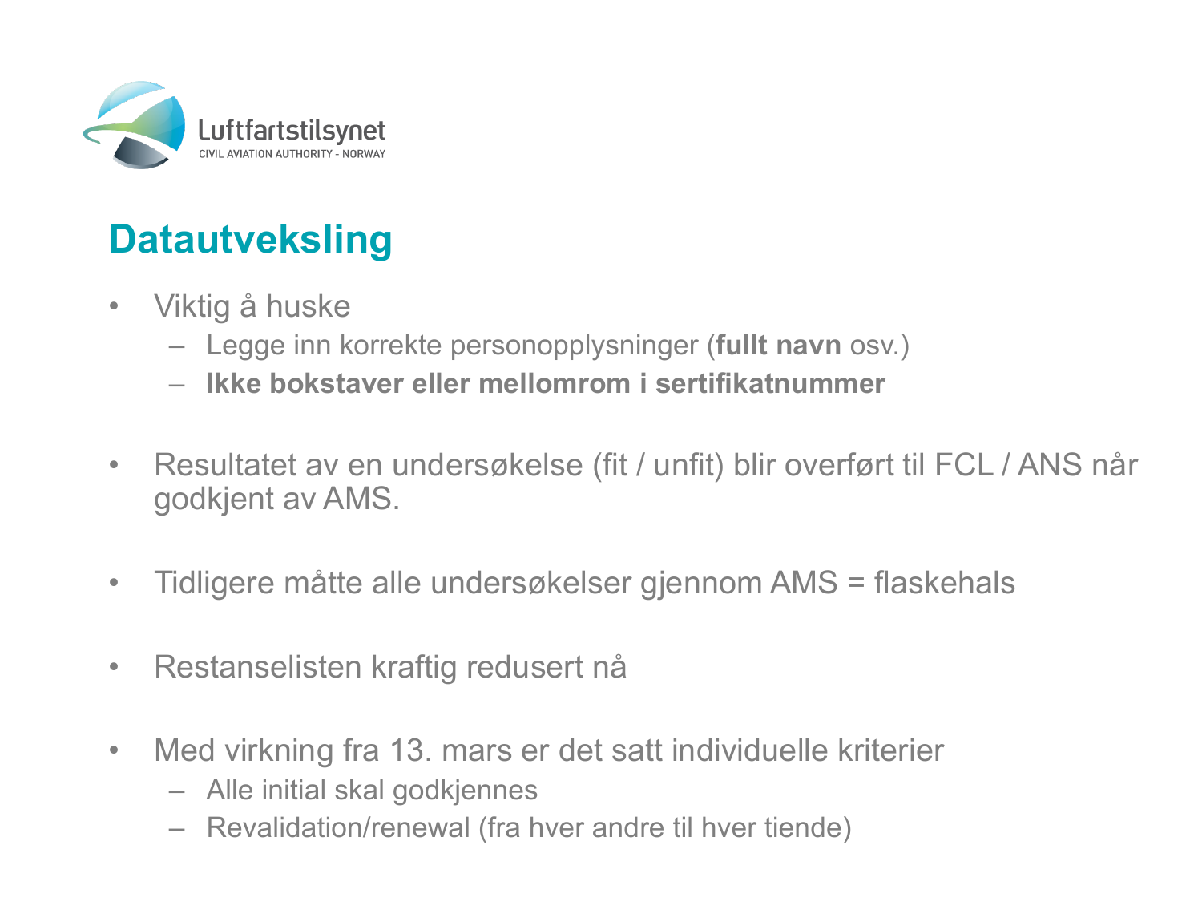## Datautveksling

- Viktig å huske
  - Legge inn korrekte personopplysninger (**fullt navn** osv.)
  - **Ikke bokstaver eller mellomrom i sertifikatnummer**
- Resultatet av en undersøkelse (fit / unfit) blir overført til FCL / ANS når godkjent av AMS.
- Tidligere måtte alle undersøkelser gjennom AMS = flaskehals
- Restanselisten kraftig redusert nå
- Med virkning fra 13. mars er det satt individuelle kriterier
  - Alle initial skal godkjennes
  - Revalidation/renewal (fra hver andre til hver tiende)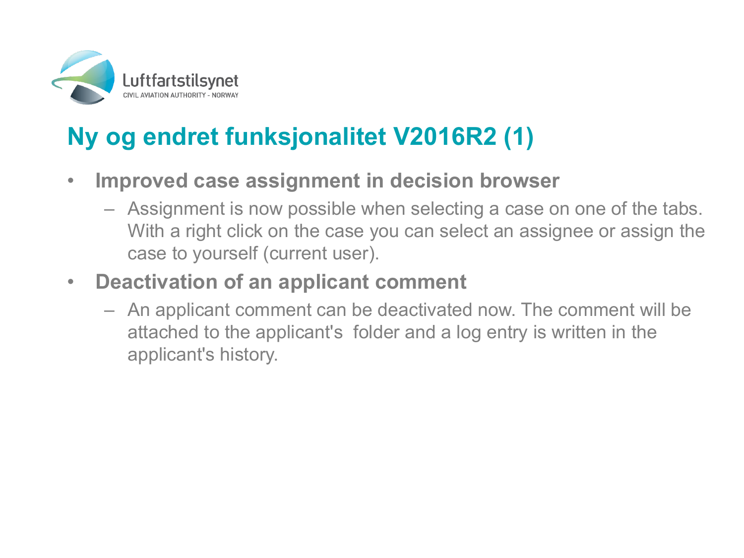# Ny og endret funksjonalitet V2016R2 (1)

- **Improved case assignment in decision browser**
  - Assignment is now possible when selecting a case on one of the tabs. With a right click on the case you can select an assignee or assign the case to yourself (current user).
- **Deactivation of an applicant comment**
  - An applicant comment can be deactivated now. The comment will be attached to the applicant's folder and a log entry is written in the applicant's history.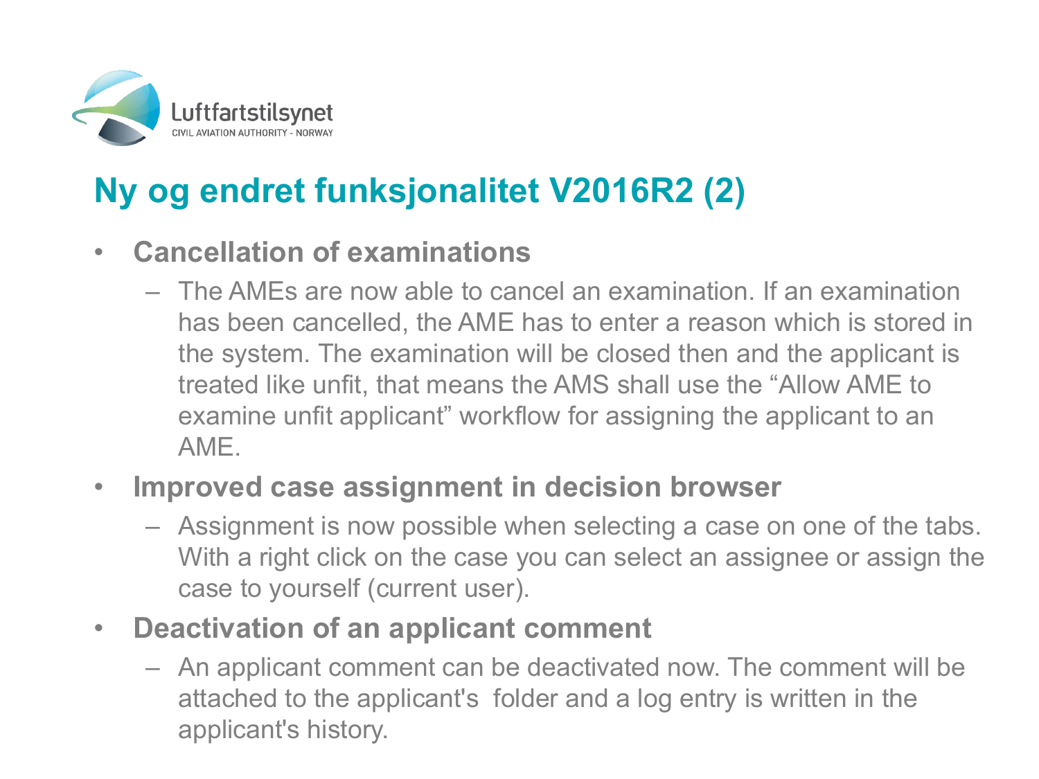# Ny og endret funksjonalitet V2016R2 (2)

- **Cancellation of examinations**
  - The AMEs are now able to cancel an examination. If an examination has been cancelled, the AME has to enter a reason which is stored in the system. The examination will be closed then and the applicant is treated like unfit, that means the AMS shall use the "Allow AME to examine unfit applicant" workflow for assigning the applicant to an AME.
- **Improved case assignment in decision browser**
  - Assignment is now possible when selecting a case on one of the tabs. With a right click on the case you can select an assignee or assign the case to yourself (current user).
- **Deactivation of an applicant comment**
  - An applicant comment can be deactivated now. The comment will be attached to the applicant's folder and a log entry is written in the applicant's history.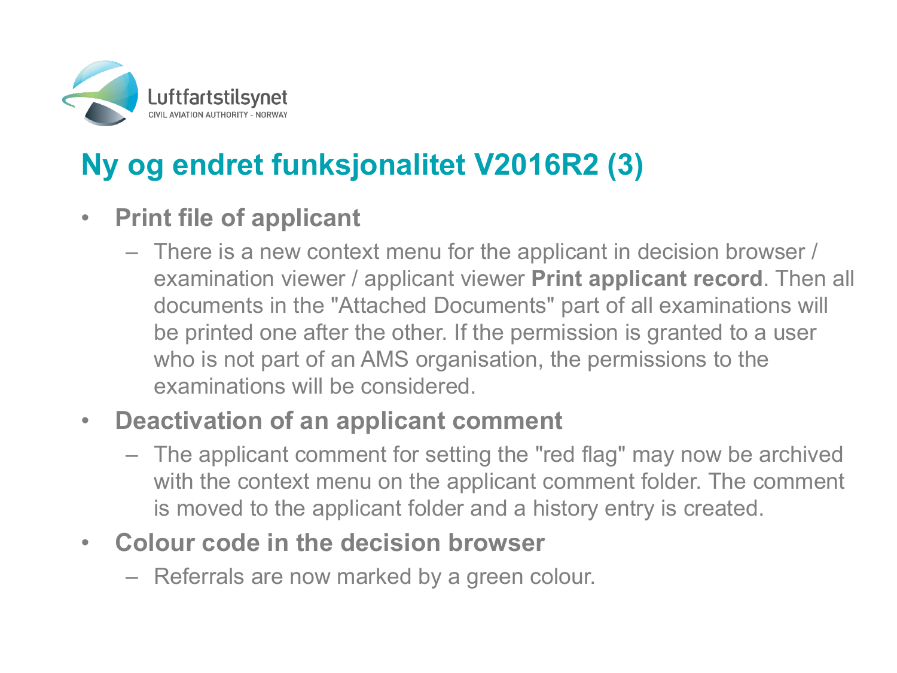# Ny og endret funksjonalitet V2016R2 (3)

- **Print file of applicant**
  - There is a new context menu for the applicant in decision browser / examination viewer / applicant viewer **Print applicant record**. Then all documents in the "Attached Documents" part of all examinations will be printed one after the other. If the permission is granted to a user who is not part of an AMS organisation, the permissions to the examinations will be considered.
- **Deactivation of an applicant comment**
  - The applicant comment for setting the "red flag" may now be archived with the context menu on the applicant comment folder. The comment is moved to the applicant folder and a history entry is created.
- **Colour code in the decision browser**
  - Referrals are now marked by a green colour.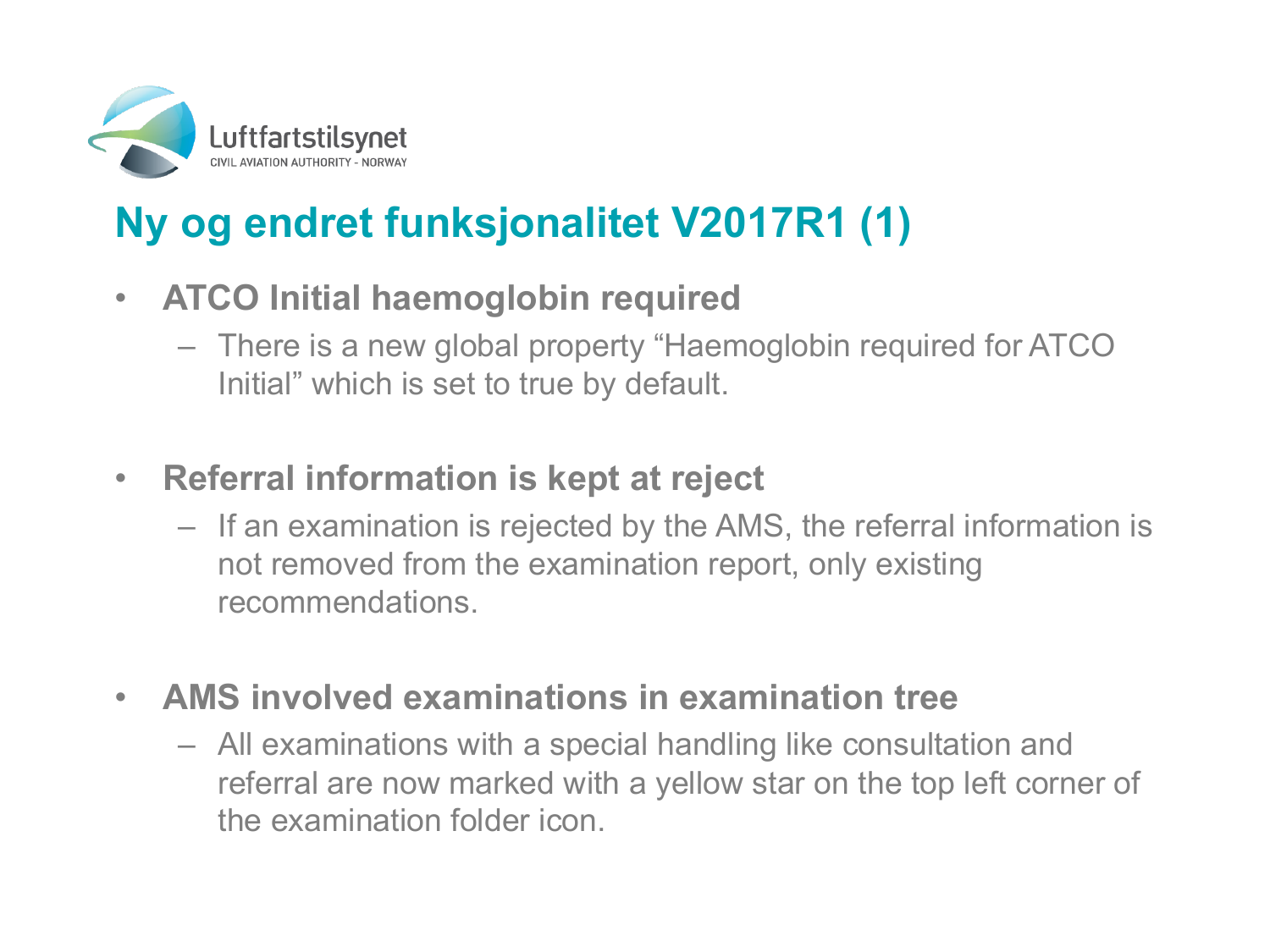# Ny og endret funksjonalitet V2017R1 (1)

- **ATCO Initial haemoglobin required**
  - There is a new global property “Haemoglobin required for ATCO Initial” which is set to true by default.

- **Referral information is kept at reject**
  - If an examination is rejected by the AMS, the referral information is not removed from the examination report, only existing recommendations.

- **AMS involved examinations in examination tree**
  - All examinations with a special handling like consultation and referral are now marked with a yellow star on the top left corner of the examination folder icon.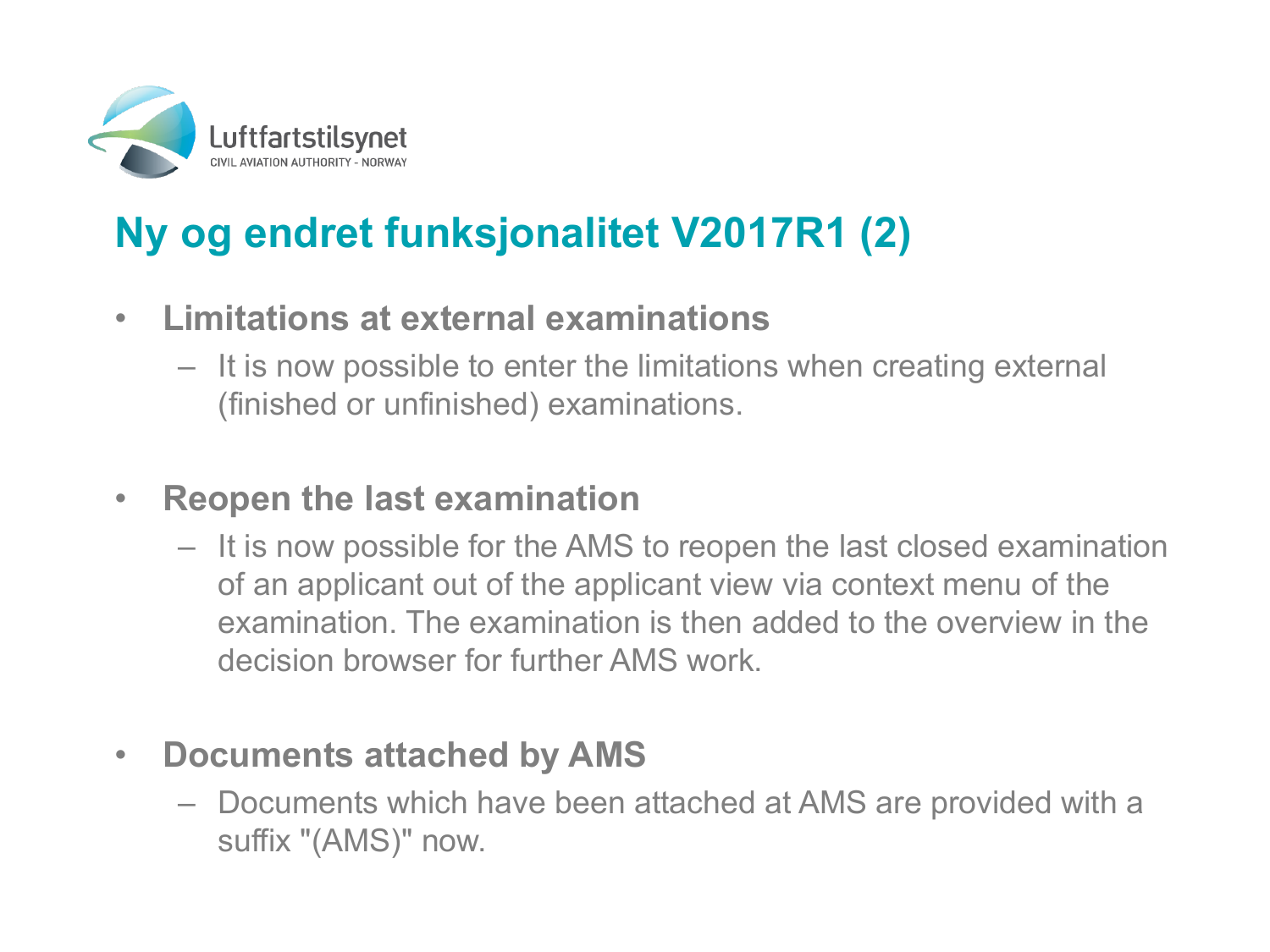# Ny og endret funksjonalitet V2017R1 (2)

- **Limitations at external examinations**
  - It is now possible to enter the limitations when creating external (finished or unfinished) examinations.

- **Reopen the last examination**
  - It is now possible for the AMS to reopen the last closed examination of an applicant out of the applicant view via context menu of the examination. The examination is then added to the overview in the decision browser for further AMS work.

- **Documents attached by AMS**
  - Documents which have been attached at AMS are provided with a suffix "(AMS)" now.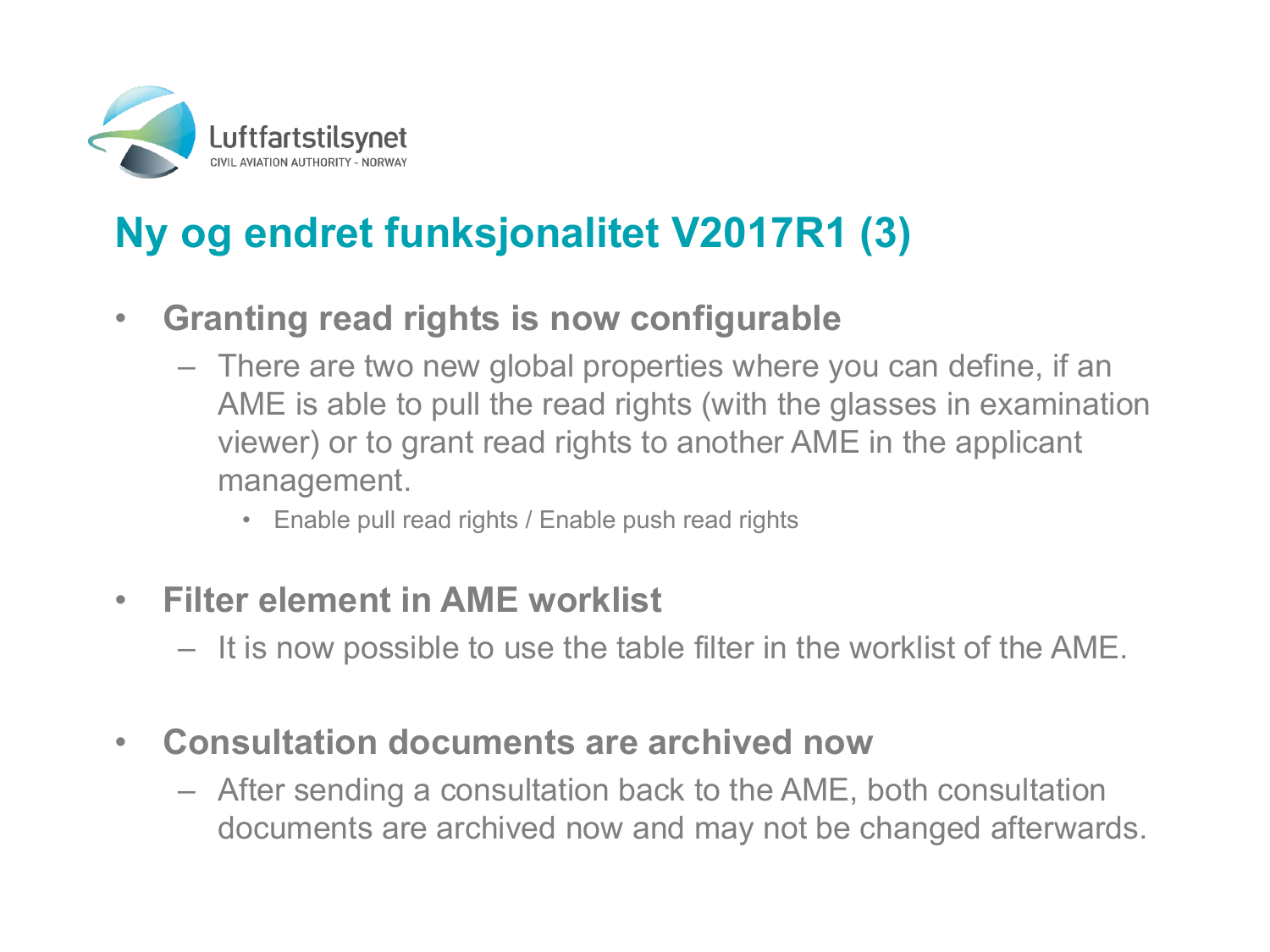# Ny og endret funksjonalitet V2017R1 (3)

- **Granting read rights is now configurable**
  - There are two new global properties where you can define, if an AME is able to pull the read rights (with the glasses in examination viewer) or to grant read rights to another AME in the applicant management.
    - Enable pull read rights / Enable push read rights

- **Filter element in AME worklist**
  - It is now possible to use the table filter in the worklist of the AME.

- **Consultation documents are archived now**
  - After sending a consultation back to the AME, both consultation documents are archived now and may not be changed afterwards.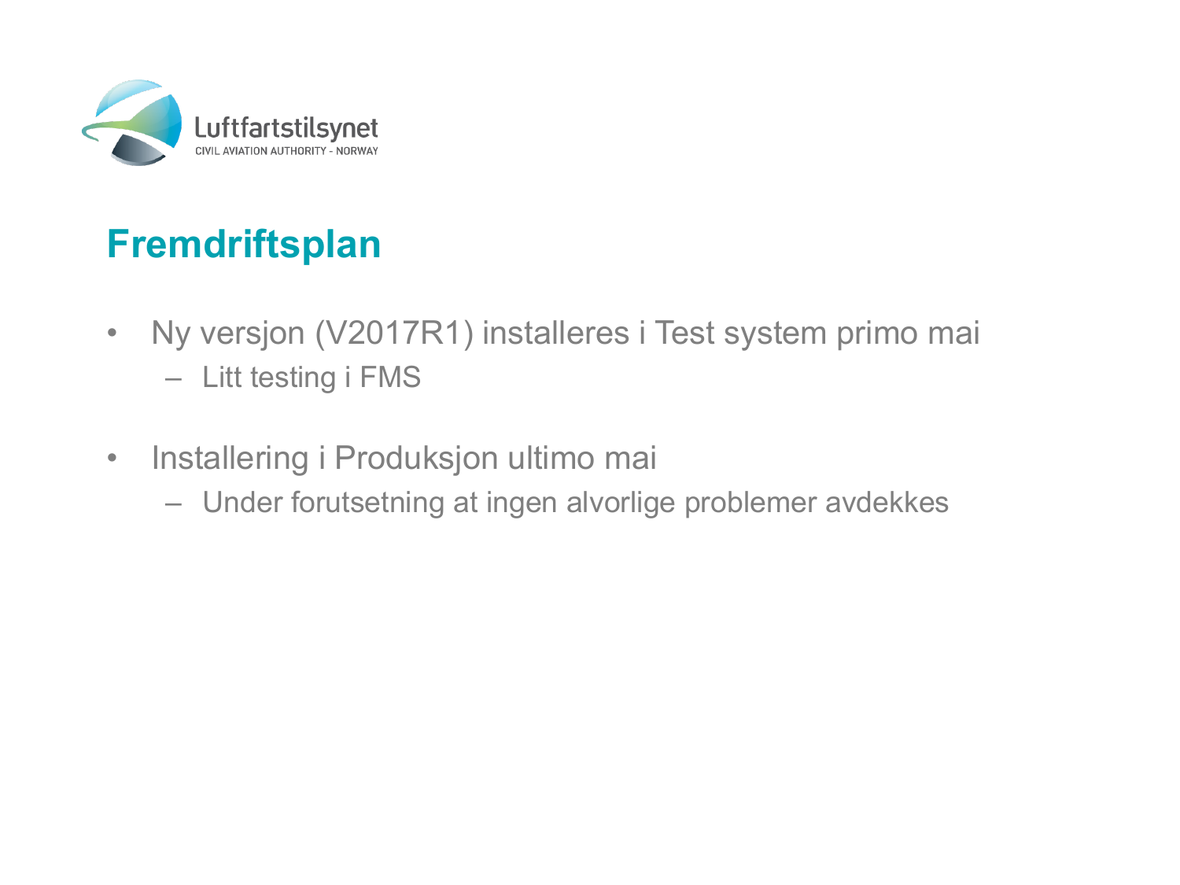# Fremdriftsplan

- Ny versjon (V2017R1) installeres i Test system primo mai
  - Litt testing i FMS
- Installering i Produksjon ultimo mai
  - Under forutsetning at ingen alvorlige problemer avdekkes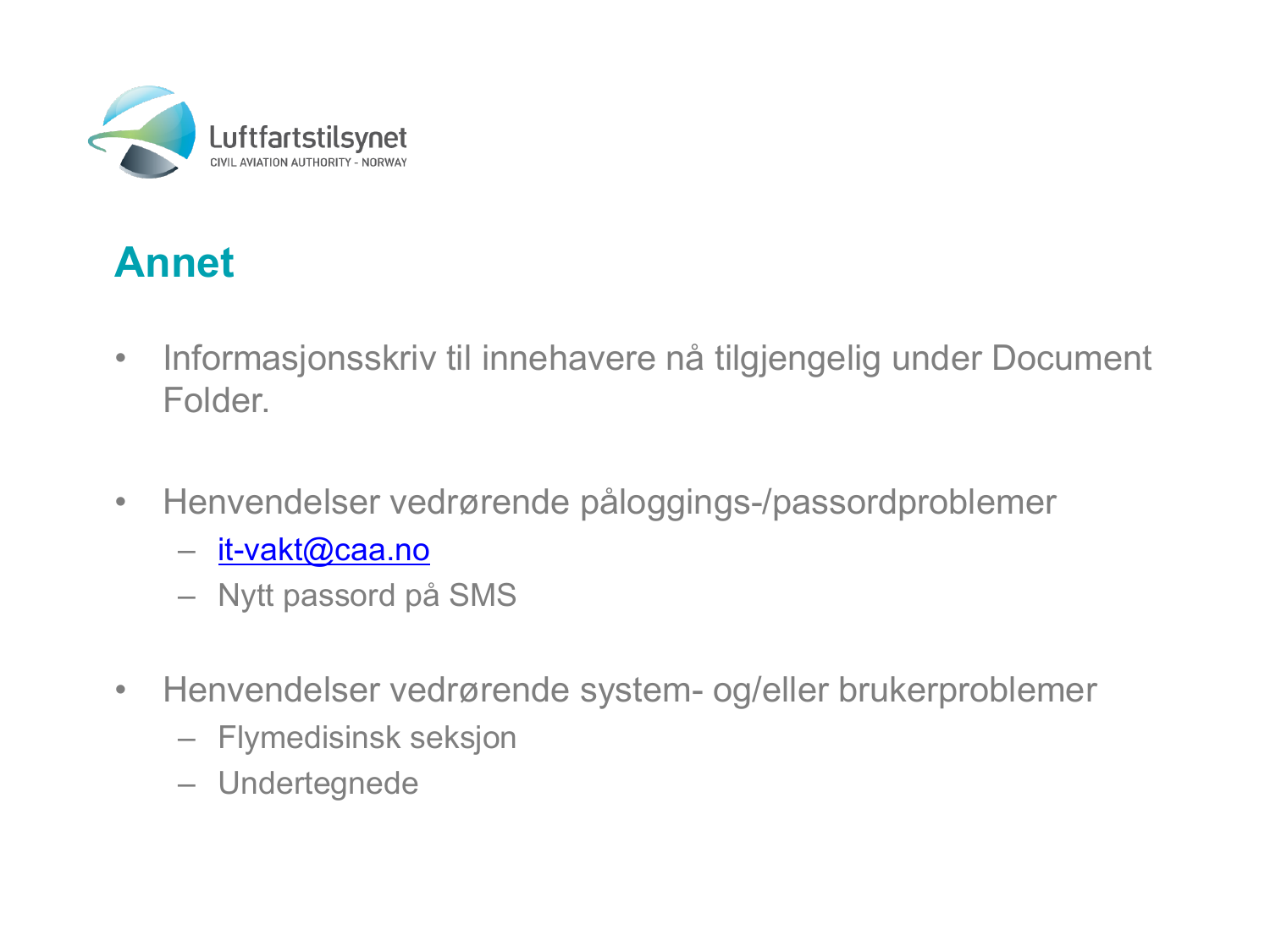# Annet

- Informasjonsskriv til innehavere nå tilgjengelig under Document Folder.

- Henvendelser vedrørende påloggings-/passordproblemer
  - it-vakt@caa.no
  - Nytt passord på SMS

- Henvendelser vedrørende system- og/eller brukerproblemer
  - Flymedisinsk seksjon
  - Undertegnede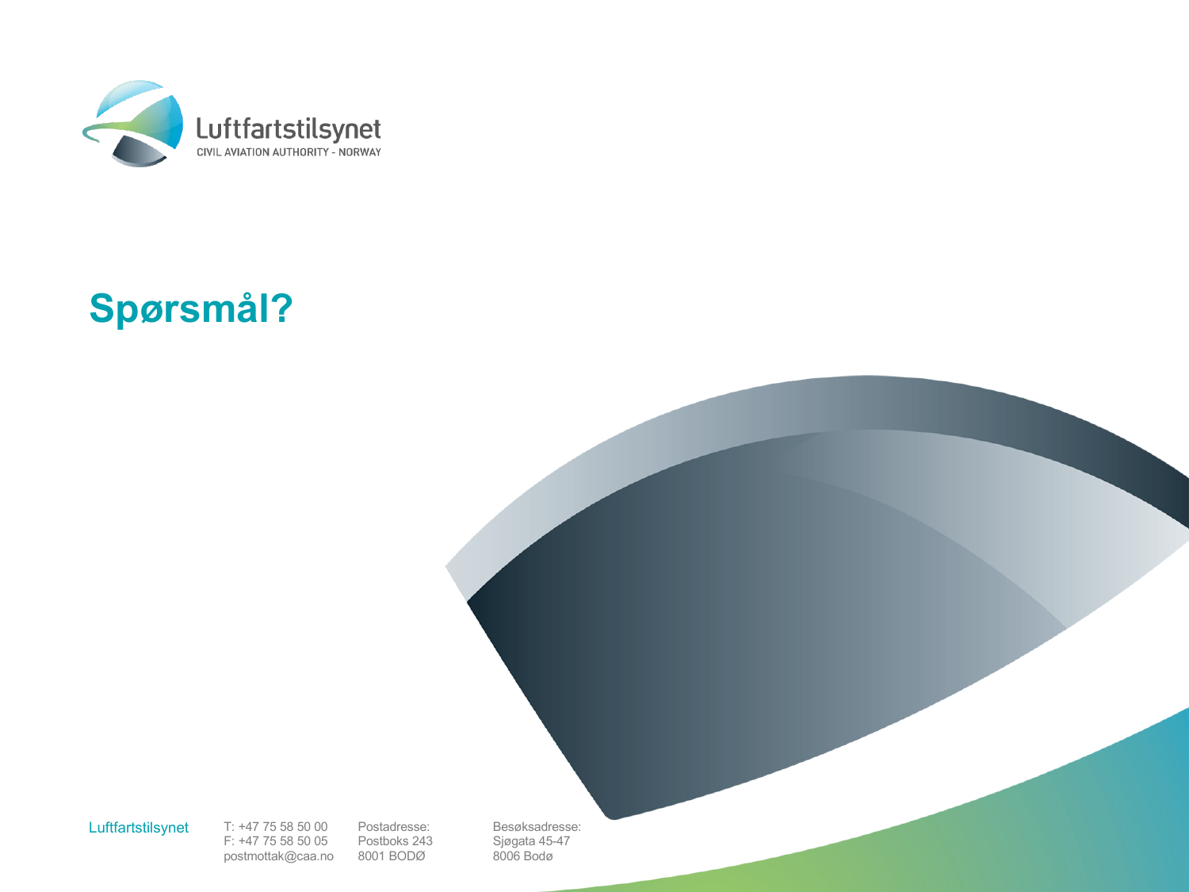Luftfartstilsynet
CIVIL AVIATION AUTHORITY - NORWAY

# Spørsmål?

Luftfartstilsynet

T: +47 75 58 50 00
F: +47 75 58 50 05
postmottak@caa.no

Postadresse:
Postboks 243
8001 BODØ

Besøksadresse:
Sjøgata 45-47
8006 Bodø